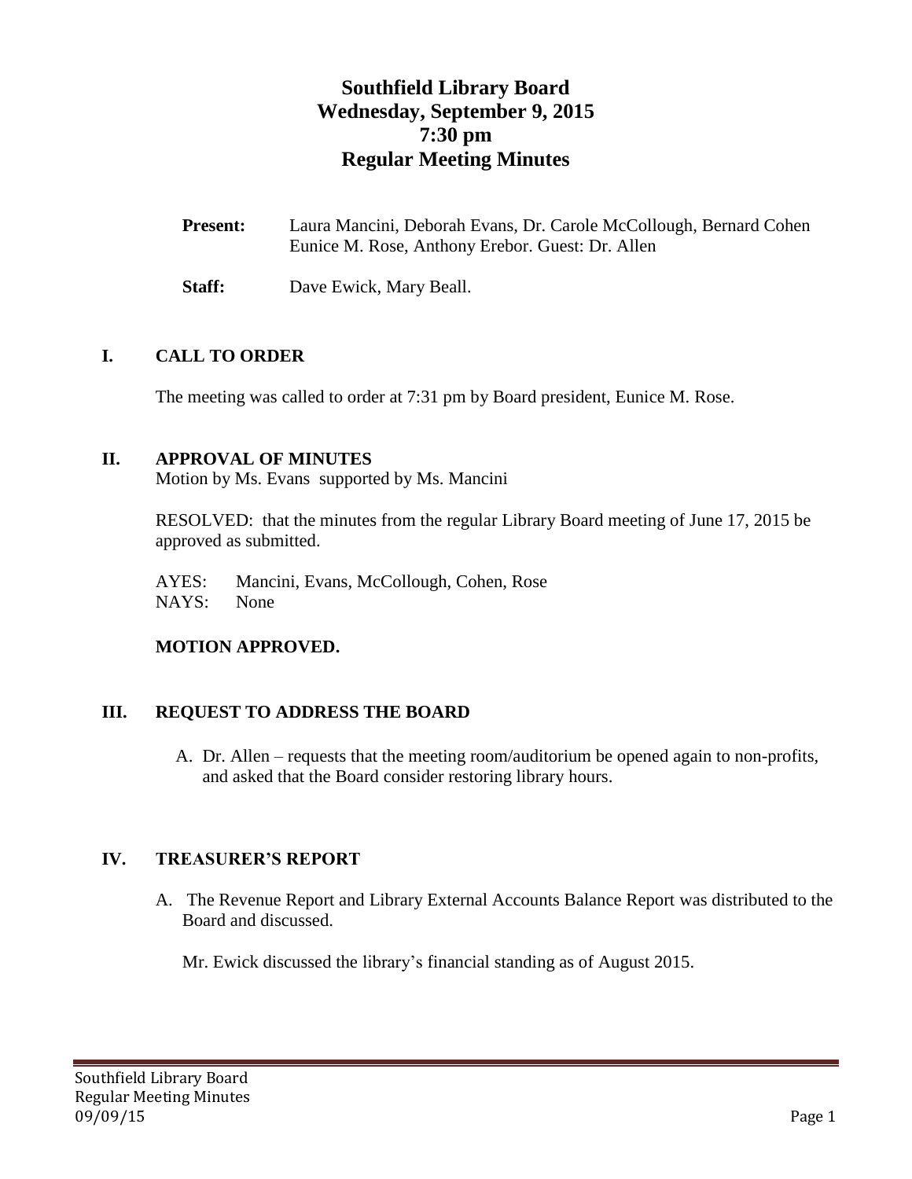# Southfield Library Board
# Wednesday, September 9, 2015
# 7:30 pm
# Regular Meeting Minutes

**Present:** Laura Mancini, Deborah Evans, Dr. Carole McCollough, Bernard Cohen Eunice M. Rose, Anthony Erebor. Guest: Dr. Allen

**Staff:** Dave Ewick, Mary Beall.

## I. CALL TO ORDER

The meeting was called to order at 7:31 pm by Board president, Eunice M. Rose.

## II. APPROVAL OF MINUTES

Motion by Ms. Evans supported by Ms. Mancini

RESOLVED: that the minutes from the regular Library Board meeting of June 17, 2015 be approved as submitted.

AYES: Mancini, Evans, McCollough, Cohen, Rose
NAYS: None

**MOTION APPROVED.**

## III. REQUEST TO ADDRESS THE BOARD

A. Dr. Allen – requests that the meeting room/auditorium be opened again to non-profits, and asked that the Board consider restoring library hours.

## IV. TREASURER'S REPORT

A. The Revenue Report and Library External Accounts Balance Report was distributed to the Board and discussed.

Mr. Ewick discussed the library's financial standing as of August 2015.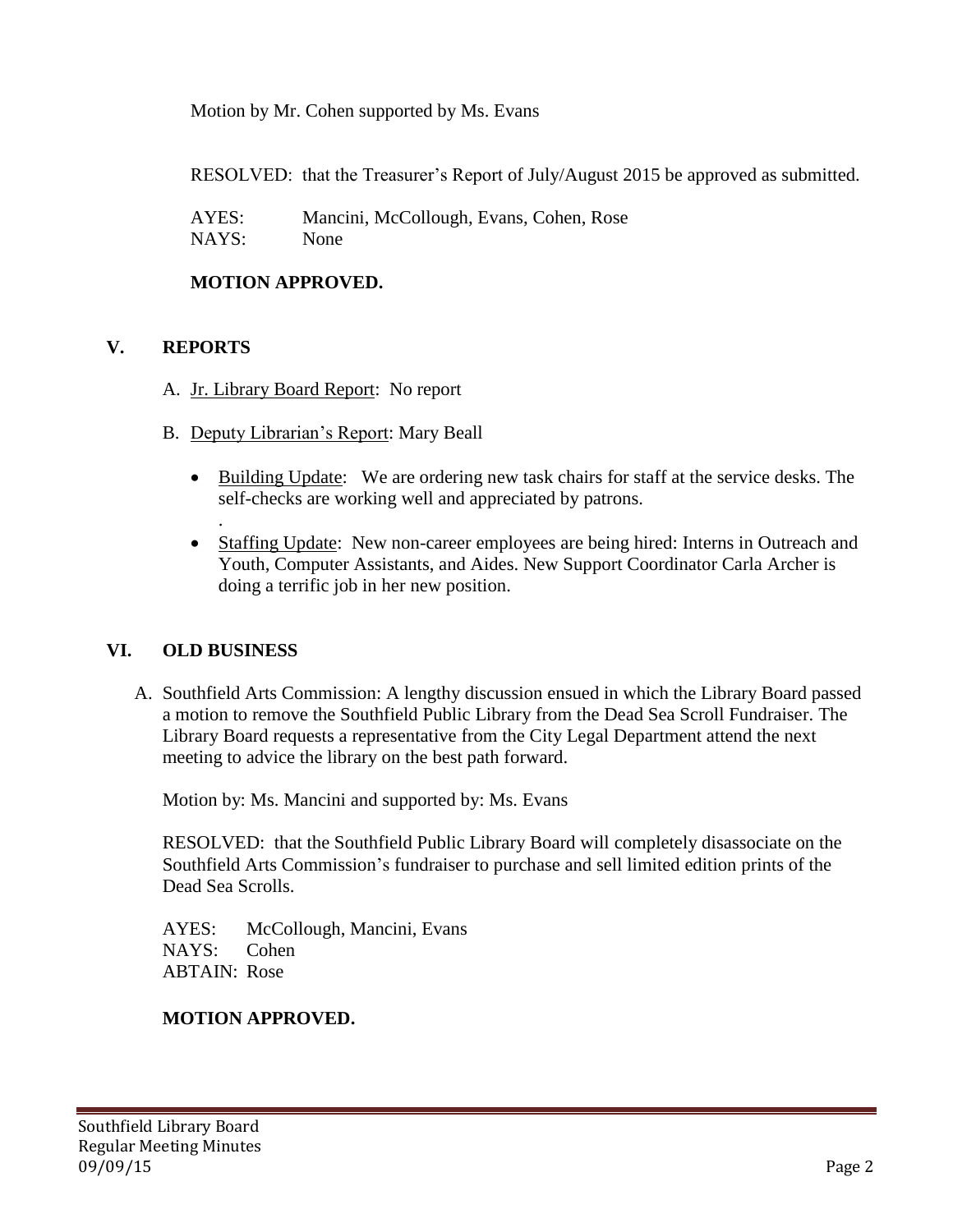Motion by Mr. Cohen supported by Ms. Evans

RESOLVED: that the Treasurer's Report of July/August 2015 be approved as submitted.

AYES: Mancini, McCollough, Evans, Cohen, Rose
NAYS: None

**MOTION APPROVED.**

## V. REPORTS

A. Jr. Library Board Report: No report

B. Deputy Librarian's Report: Mary Beall

- Building Update: We are ordering new task chairs for staff at the service desks. The self-checks are working well and appreciated by patrons.
.
- Staffing Update: New non-career employees are being hired: Interns in Outreach and Youth, Computer Assistants, and Aides. New Support Coordinator Carla Archer is doing a terrific job in her new position.

## VI. OLD BUSINESS

A. Southfield Arts Commission: A lengthy discussion ensued in which the Library Board passed a motion to remove the Southfield Public Library from the Dead Sea Scroll Fundraiser. The Library Board requests a representative from the City Legal Department attend the next meeting to advice the library on the best path forward.

Motion by: Ms. Mancini and supported by: Ms. Evans

RESOLVED: that the Southfield Public Library Board will completely disassociate on the Southfield Arts Commission's fundraiser to purchase and sell limited edition prints of the Dead Sea Scrolls.

AYES: McCollough, Mancini, Evans
NAYS: Cohen
ABTAIN: Rose

**MOTION APPROVED.**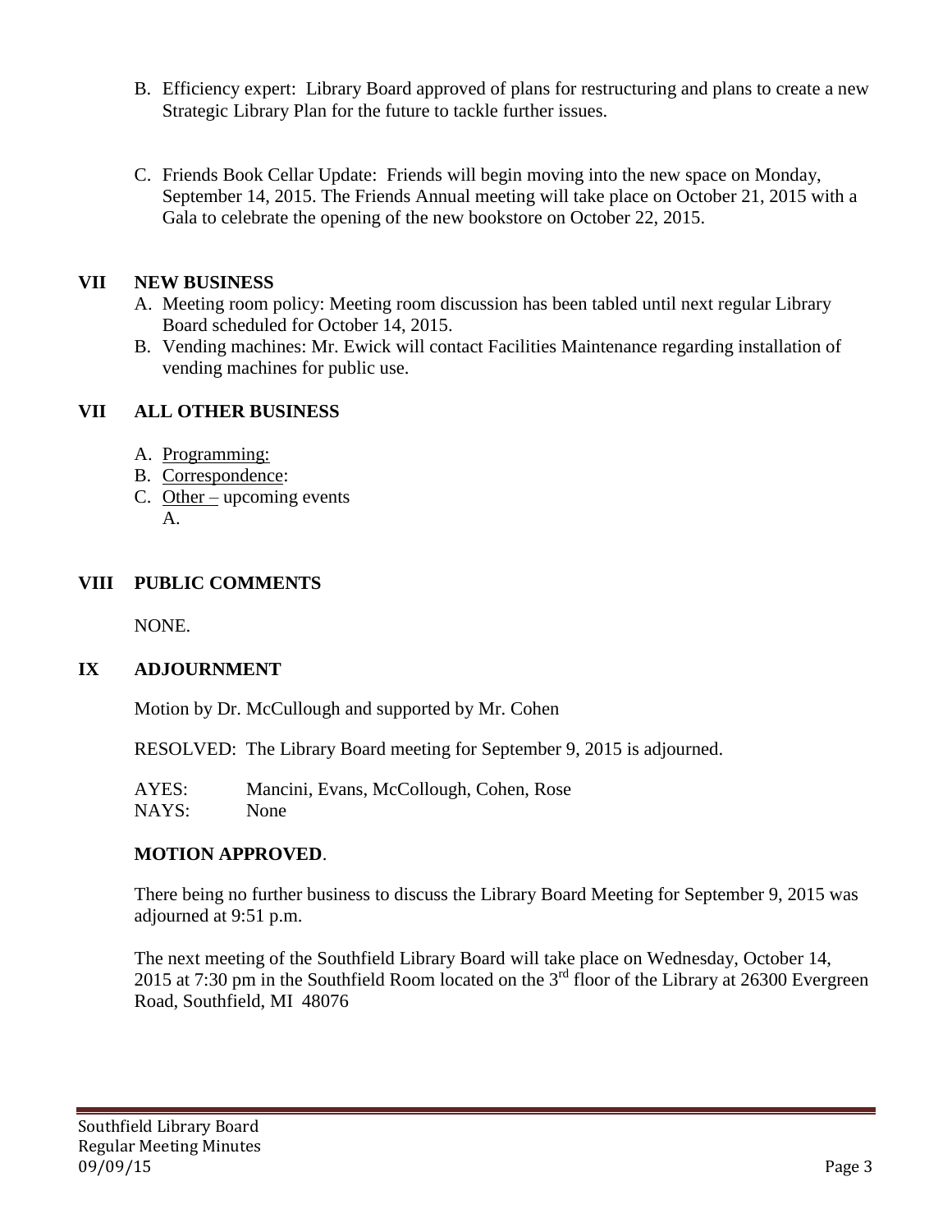B. Efficiency expert: Library Board approved of plans for restructuring and plans to create a new Strategic Library Plan for the future to tackle further issues.

C. Friends Book Cellar Update: Friends will begin moving into the new space on Monday, September 14, 2015. The Friends Annual meeting will take place on October 21, 2015 with a Gala to celebrate the opening of the new bookstore on October 22, 2015.

## VII NEW BUSINESS

A. Meeting room policy: Meeting room discussion has been tabled until next regular Library Board scheduled for October 14, 2015.
B. Vending machines: Mr. Ewick will contact Facilities Maintenance regarding installation of vending machines for public use.

## VII ALL OTHER BUSINESS

A. Programming:
B. Correspondence:
C. Other – upcoming events
   A.

## VIII PUBLIC COMMENTS

NONE.

## IX ADJOURNMENT

Motion by Dr. McCullough and supported by Mr. Cohen

RESOLVED: The Library Board meeting for September 9, 2015 is adjourned.

AYES: Mancini, Evans, McCollough, Cohen, Rose
NAYS: None

**MOTION APPROVED**.

There being no further business to discuss the Library Board Meeting for September 9, 2015 was adjourned at 9:51 p.m.

The next meeting of the Southfield Library Board will take place on Wednesday, October 14, 2015 at 7:30 pm in the Southfield Room located on the 3rd floor of the Library at 26300 Evergreen Road, Southfield, MI 48076